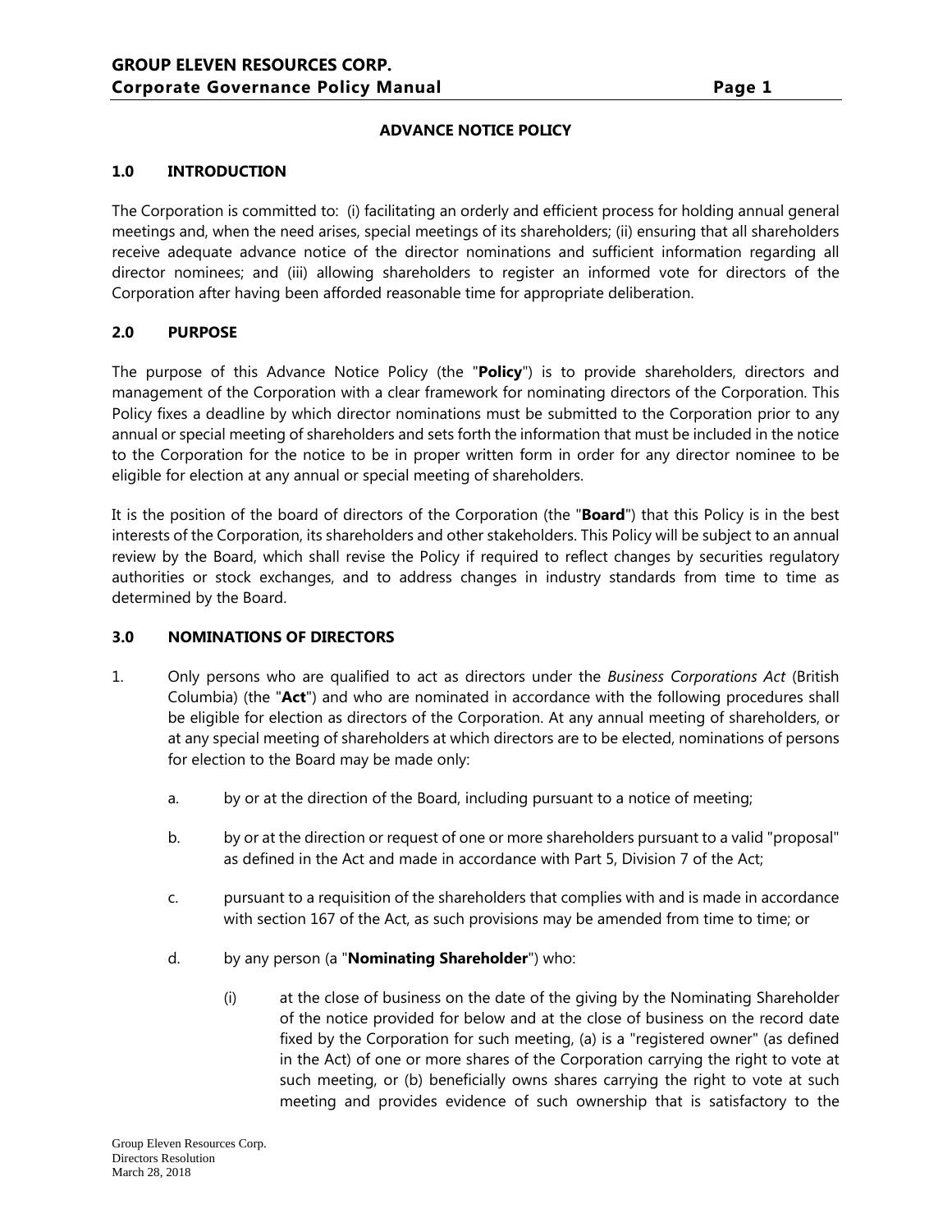# ADVANCE NOTICE POLICY

## 1.0 INTRODUCTION

The Corporation is committed to: (i) facilitating an orderly and efficient process for holding annual general meetings and, when the need arises, special meetings of its shareholders; (ii) ensuring that all shareholders receive adequate advance notice of the director nominations and sufficient information regarding all director nominees; and (iii) allowing shareholders to register an informed vote for directors of the Corporation after having been afforded reasonable time for appropriate deliberation.

## 2.0 PURPOSE

The purpose of this Advance Notice Policy (the "**Policy**") is to provide shareholders, directors and management of the Corporation with a clear framework for nominating directors of the Corporation. This Policy fixes a deadline by which director nominations must be submitted to the Corporation prior to any annual or special meeting of shareholders and sets forth the information that must be included in the notice to the Corporation for the notice to be in proper written form in order for any director nominee to be eligible for election at any annual or special meeting of shareholders.

It is the position of the board of directors of the Corporation (the "**Board**") that this Policy is in the best interests of the Corporation, its shareholders and other stakeholders. This Policy will be subject to an annual review by the Board, which shall revise the Policy if required to reflect changes by securities regulatory authorities or stock exchanges, and to address changes in industry standards from time to time as determined by the Board.

## 3.0 NOMINATIONS OF DIRECTORS

1. Only persons who are qualified to act as directors under the *Business Corporations Act* (British Columbia) (the "**Act**") and who are nominated in accordance with the following procedures shall be eligible for election as directors of the Corporation. At any annual meeting of shareholders, or at any special meeting of shareholders at which directors are to be elected, nominations of persons for election to the Board may be made only:

    a. by or at the direction of the Board, including pursuant to a notice of meeting;

    b. by or at the direction or request of one or more shareholders pursuant to a valid "proposal" as defined in the Act and made in accordance with Part 5, Division 7 of the Act;

    c. pursuant to a requisition of the shareholders that complies with and is made in accordance with section 167 of the Act, as such provisions may be amended from time to time; or

    d. by any person (a "**Nominating Shareholder**") who:

        (i) at the close of business on the date of the giving by the Nominating Shareholder of the notice provided for below and at the close of business on the record date fixed by the Corporation for such meeting, (a) is a "registered owner" (as defined in the Act) of one or more shares of the Corporation carrying the right to vote at such meeting, or (b) beneficially owns shares carrying the right to vote at such meeting and provides evidence of such ownership that is satisfactory to the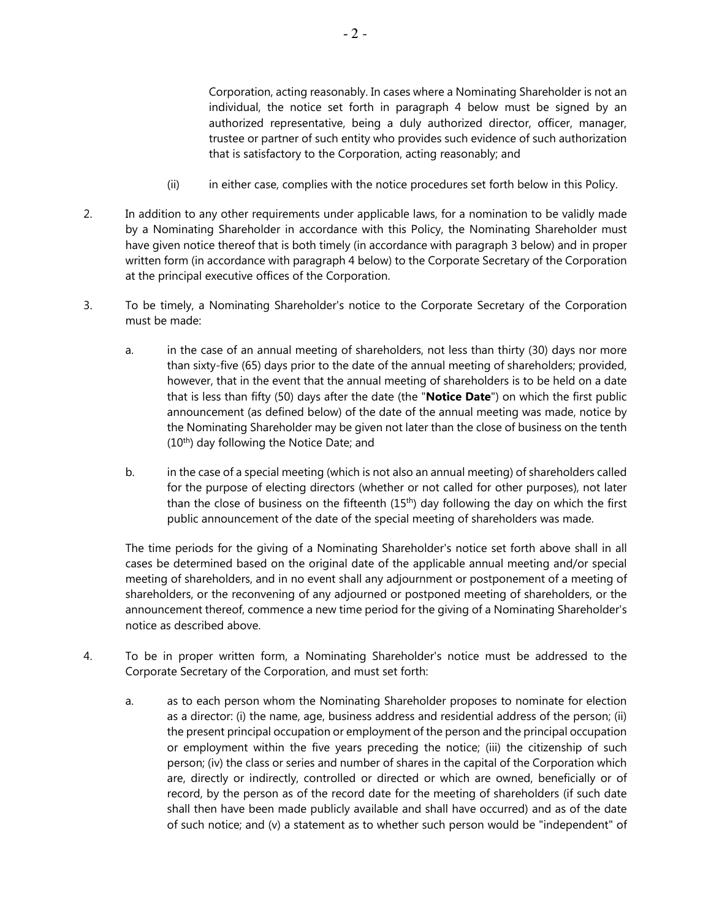Corporation, acting reasonably. In cases where a Nominating Shareholder is not an individual, the notice set forth in paragraph 4 below must be signed by an authorized representative, being a duly authorized director, officer, manager, trustee or partner of such entity who provides such evidence of such authorization that is satisfactory to the Corporation, acting reasonably; and

(ii) in either case, complies with the notice procedures set forth below in this Policy.

2. In addition to any other requirements under applicable laws, for a nomination to be validly made by a Nominating Shareholder in accordance with this Policy, the Nominating Shareholder must have given notice thereof that is both timely (in accordance with paragraph 3 below) and in proper written form (in accordance with paragraph 4 below) to the Corporate Secretary of the Corporation at the principal executive offices of the Corporation.

3. To be timely, a Nominating Shareholder's notice to the Corporate Secretary of the Corporation must be made:

   a. in the case of an annual meeting of shareholders, not less than thirty (30) days nor more than sixty-five (65) days prior to the date of the annual meeting of shareholders; provided, however, that in the event that the annual meeting of shareholders is to be held on a date that is less than fifty (50) days after the date (the "**Notice Date**") on which the first public announcement (as defined below) of the date of the annual meeting was made, notice by the Nominating Shareholder may be given not later than the close of business on the tenth (10th) day following the Notice Date; and

   b. in the case of a special meeting (which is not also an annual meeting) of shareholders called for the purpose of electing directors (whether or not called for other purposes), not later than the close of business on the fifteenth (15th) day following the day on which the first public announcement of the date of the special meeting of shareholders was made.

   The time periods for the giving of a Nominating Shareholder's notice set forth above shall in all cases be determined based on the original date of the applicable annual meeting and/or special meeting of shareholders, and in no event shall any adjournment or postponement of a meeting of shareholders, or the reconvening of any adjourned or postponed meeting of shareholders, or the announcement thereof, commence a new time period for the giving of a Nominating Shareholder's notice as described above.

4. To be in proper written form, a Nominating Shareholder's notice must be addressed to the Corporate Secretary of the Corporation, and must set forth:

   a. as to each person whom the Nominating Shareholder proposes to nominate for election as a director: (i) the name, age, business address and residential address of the person; (ii) the present principal occupation or employment of the person and the principal occupation or employment within the five years preceding the notice; (iii) the citizenship of such person; (iv) the class or series and number of shares in the capital of the Corporation which are, directly or indirectly, controlled or directed or which are owned, beneficially or of record, by the person as of the record date for the meeting of shareholders (if such date shall then have been made publicly available and shall have occurred) and as of the date of such notice; and (v) a statement as to whether such person would be "independent" of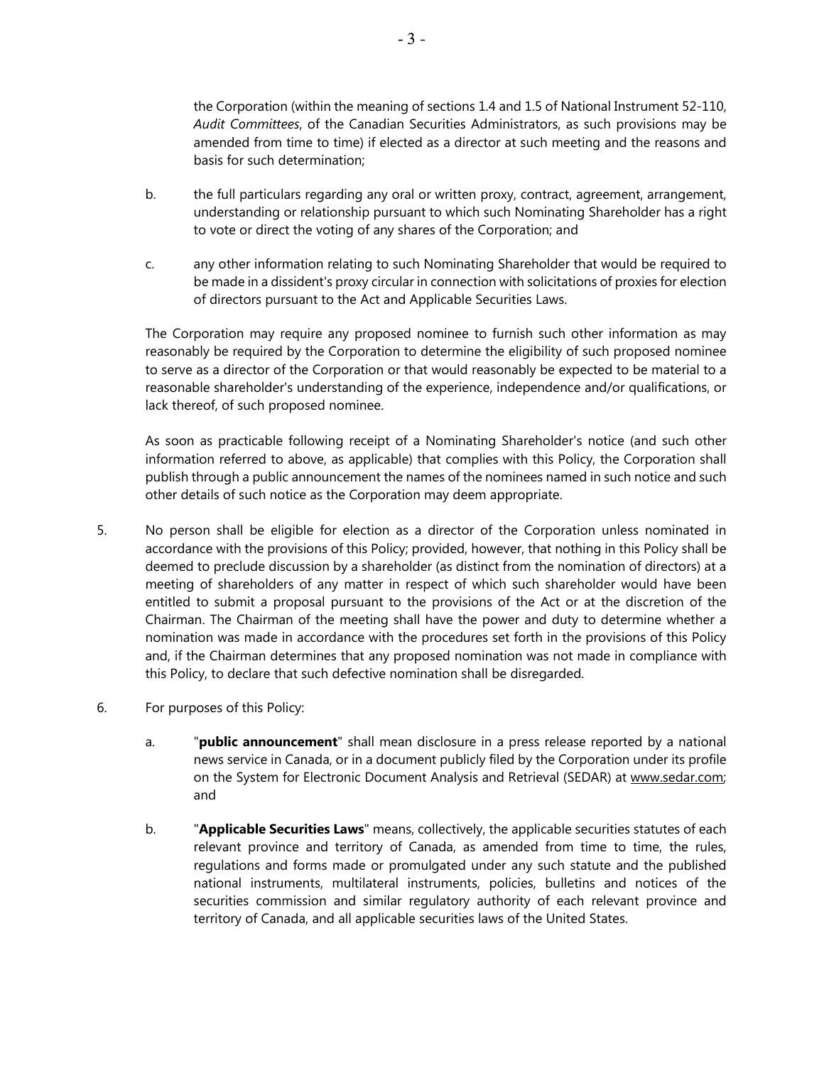the Corporation (within the meaning of sections 1.4 and 1.5 of National Instrument 52-110, *Audit Committees*, of the Canadian Securities Administrators, as such provisions may be amended from time to time) if elected as a director at such meeting and the reasons and basis for such determination;

b. the full particulars regarding any oral or written proxy, contract, agreement, arrangement, understanding or relationship pursuant to which such Nominating Shareholder has a right to vote or direct the voting of any shares of the Corporation; and

c. any other information relating to such Nominating Shareholder that would be required to be made in a dissident's proxy circular in connection with solicitations of proxies for election of directors pursuant to the Act and Applicable Securities Laws.

The Corporation may require any proposed nominee to furnish such other information as may reasonably be required by the Corporation to determine the eligibility of such proposed nominee to serve as a director of the Corporation or that would reasonably be expected to be material to a reasonable shareholder's understanding of the experience, independence and/or qualifications, or lack thereof, of such proposed nominee.

As soon as practicable following receipt of a Nominating Shareholder's notice (and such other information referred to above, as applicable) that complies with this Policy, the Corporation shall publish through a public announcement the names of the nominees named in such notice and such other details of such notice as the Corporation may deem appropriate.

5. No person shall be eligible for election as a director of the Corporation unless nominated in accordance with the provisions of this Policy; provided, however, that nothing in this Policy shall be deemed to preclude discussion by a shareholder (as distinct from the nomination of directors) at a meeting of shareholders of any matter in respect of which such shareholder would have been entitled to submit a proposal pursuant to the provisions of the Act or at the discretion of the Chairman. The Chairman of the meeting shall have the power and duty to determine whether a nomination was made in accordance with the procedures set forth in the provisions of this Policy and, if the Chairman determines that any proposed nomination was not made in compliance with this Policy, to declare that such defective nomination shall be disregarded.

6. For purposes of this Policy:

   a. "**public announcement**" shall mean disclosure in a press release reported by a national news service in Canada, or in a document publicly filed by the Corporation under its profile on the System for Electronic Document Analysis and Retrieval (SEDAR) at www.sedar.com; and

   b. "**Applicable Securities Laws**" means, collectively, the applicable securities statutes of each relevant province and territory of Canada, as amended from time to time, the rules, regulations and forms made or promulgated under any such statute and the published national instruments, multilateral instruments, policies, bulletins and notices of the securities commission and similar regulatory authority of each relevant province and territory of Canada, and all applicable securities laws of the United States.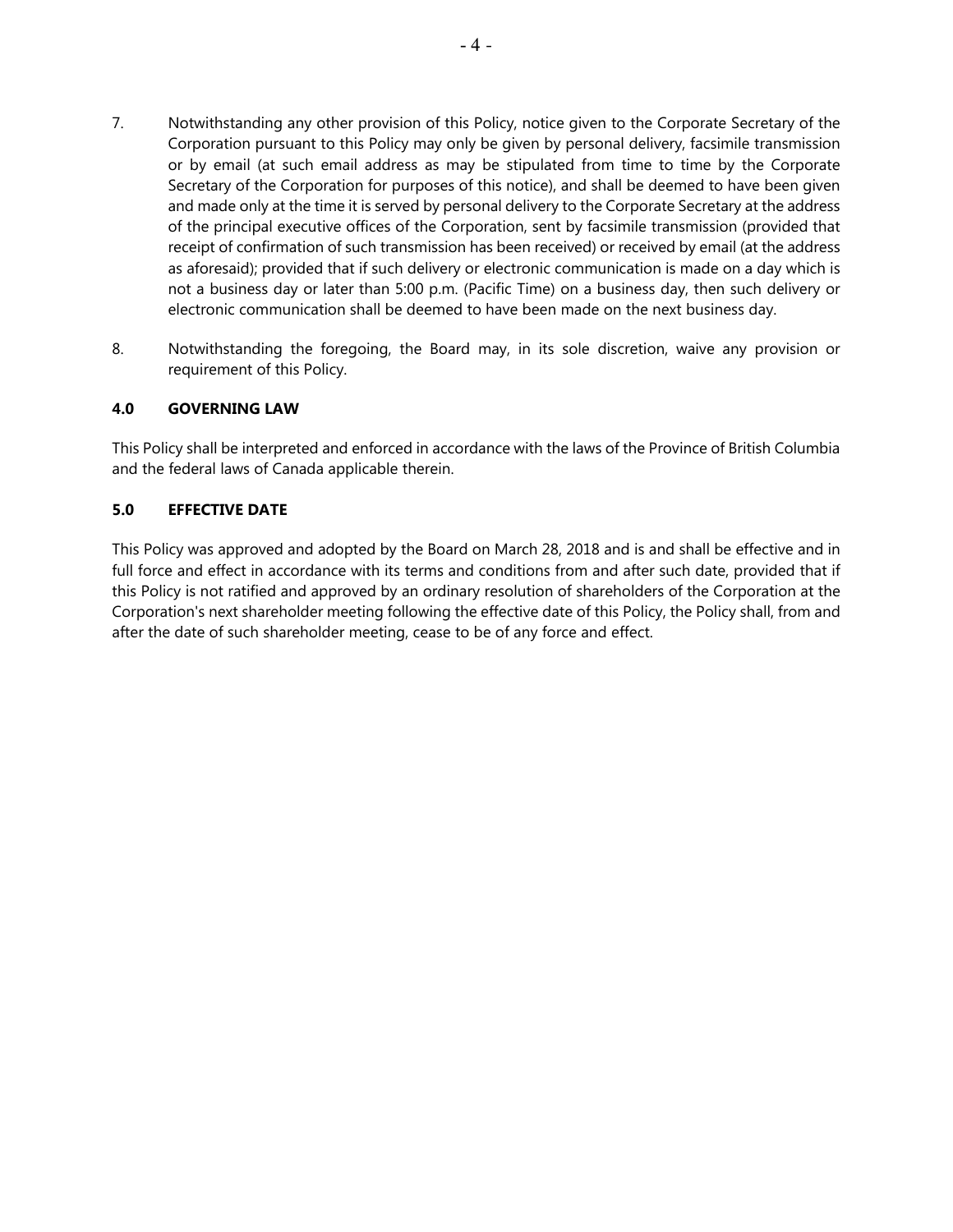7. Notwithstanding any other provision of this Policy, notice given to the Corporate Secretary of the Corporation pursuant to this Policy may only be given by personal delivery, facsimile transmission or by email (at such email address as may be stipulated from time to time by the Corporate Secretary of the Corporation for purposes of this notice), and shall be deemed to have been given and made only at the time it is served by personal delivery to the Corporate Secretary at the address of the principal executive offices of the Corporation, sent by facsimile transmission (provided that receipt of confirmation of such transmission has been received) or received by email (at the address as aforesaid); provided that if such delivery or electronic communication is made on a day which is not a business day or later than 5:00 p.m. (Pacific Time) on a business day, then such delivery or electronic communication shall be deemed to have been made on the next business day.

8. Notwithstanding the foregoing, the Board may, in its sole discretion, waive any provision or requirement of this Policy.

## 4.0 GOVERNING LAW

This Policy shall be interpreted and enforced in accordance with the laws of the Province of British Columbia and the federal laws of Canada applicable therein.

## 5.0 EFFECTIVE DATE

This Policy was approved and adopted by the Board on March 28, 2018 and is and shall be effective and in full force and effect in accordance with its terms and conditions from and after such date, provided that if this Policy is not ratified and approved by an ordinary resolution of shareholders of the Corporation at the Corporation's next shareholder meeting following the effective date of this Policy, the Policy shall, from and after the date of such shareholder meeting, cease to be of any force and effect.